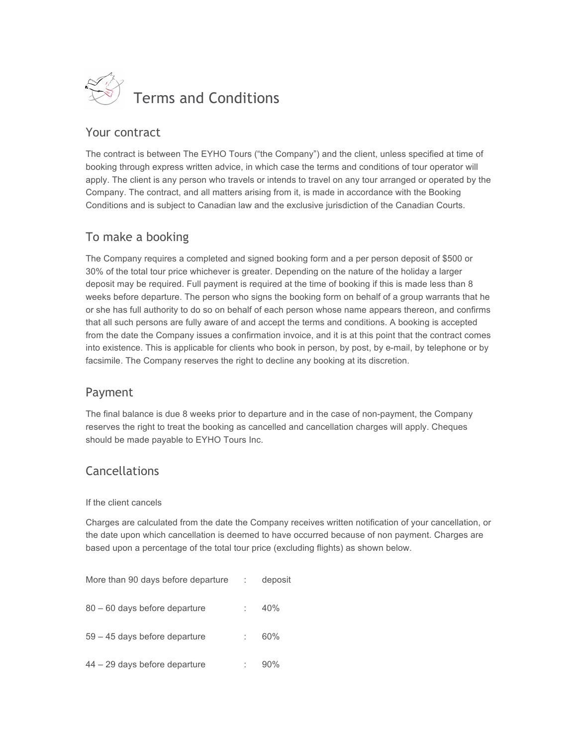# Terms and Conditions

## Your contract

The contract is between The EYHO Tours ("the Company") and the client, unless specified at time of booking through express written advice, in which case the terms and conditions of tour operator will apply. The client is any person who travels or intends to travel on any tour arranged or operated by the Company. The contract, and all matters arising from it, is made in accordance with the Booking Conditions and is subject to Canadian law and the exclusive jurisdiction of the Canadian Courts.

## To make a booking

The Company requires a completed and signed booking form and a per person deposit of $500 or 30% of the total tour price whichever is greater. Depending on the nature of the holiday a larger deposit may be required. Full payment is required at the time of booking if this is made less than 8 weeks before departure. The person who signs the booking form on behalf of a group warrants that he or she has full authority to do so on behalf of each person whose name appears thereon, and confirms that all such persons are fully aware of and accept the terms and conditions. A booking is accepted from the date the Company issues a confirmation invoice, and it is at this point that the contract comes into existence. This is applicable for clients who book in person, by post, by e-mail, by telephone or by facsimile. The Company reserves the right to decline any booking at its discretion.

## Payment

The final balance is due 8 weeks prior to departure and in the case of non-payment, the Company reserves the right to treat the booking as cancelled and cancellation charges will apply. Cheques should be made payable to EYHO Tours Inc.

## Cancellations

If the client cancels

Charges are calculated from the date the Company receives written notification of your cancellation, or the date upon which cancellation is deemed to have occurred because of non payment. Charges are based upon a percentage of the total tour price (excluding flights) as shown below.

More than 90 days before departure : deposit

80 – 60 days before departure : 40%

59 – 45 days before departure : 60%

44 – 29 days before departure : 90%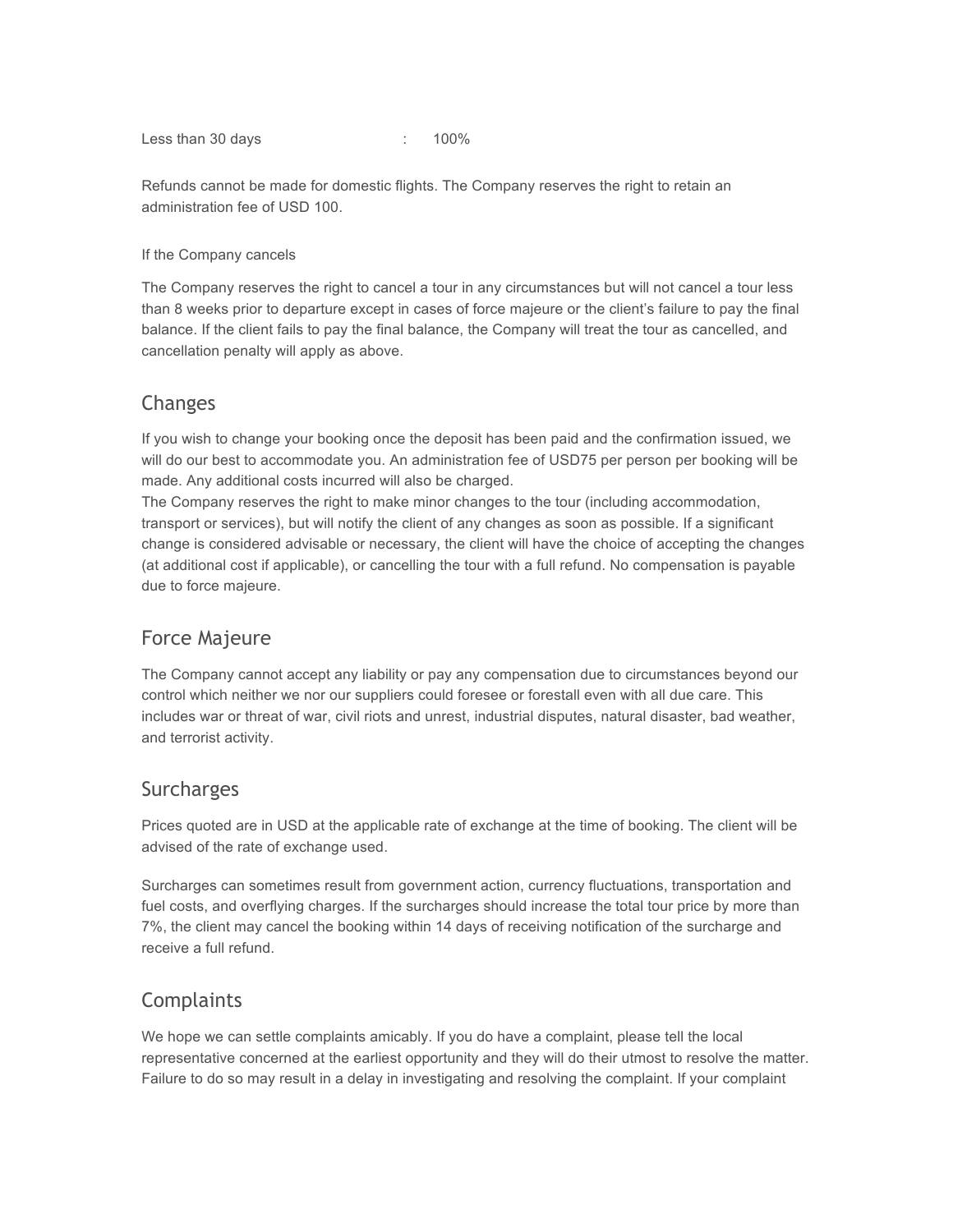Less than 30 days : 100%

Refunds cannot be made for domestic flights. The Company reserves the right to retain an administration fee of USD 100.

If the Company cancels

The Company reserves the right to cancel a tour in any circumstances but will not cancel a tour less than 8 weeks prior to departure except in cases of force majeure or the client's failure to pay the final balance. If the client fails to pay the final balance, the Company will treat the tour as cancelled, and cancellation penalty will apply as above.

## Changes

If you wish to change your booking once the deposit has been paid and the confirmation issued, we will do our best to accommodate you. An administration fee of USD75 per person per booking will be made. Any additional costs incurred will also be charged.
The Company reserves the right to make minor changes to the tour (including accommodation, transport or services), but will notify the client of any changes as soon as possible. If a significant change is considered advisable or necessary, the client will have the choice of accepting the changes (at additional cost if applicable), or cancelling the tour with a full refund. No compensation is payable due to force majeure.

## Force Majeure

The Company cannot accept any liability or pay any compensation due to circumstances beyond our control which neither we nor our suppliers could foresee or forestall even with all due care. This includes war or threat of war, civil riots and unrest, industrial disputes, natural disaster, bad weather, and terrorist activity.

## Surcharges

Prices quoted are in USD at the applicable rate of exchange at the time of booking. The client will be advised of the rate of exchange used.

Surcharges can sometimes result from government action, currency fluctuations, transportation and fuel costs, and overflying charges. If the surcharges should increase the total tour price by more than 7%, the client may cancel the booking within 14 days of receiving notification of the surcharge and receive a full refund.

## Complaints

We hope we can settle complaints amicably. If you do have a complaint, please tell the local representative concerned at the earliest opportunity and they will do their utmost to resolve the matter. Failure to do so may result in a delay in investigating and resolving the complaint. If your complaint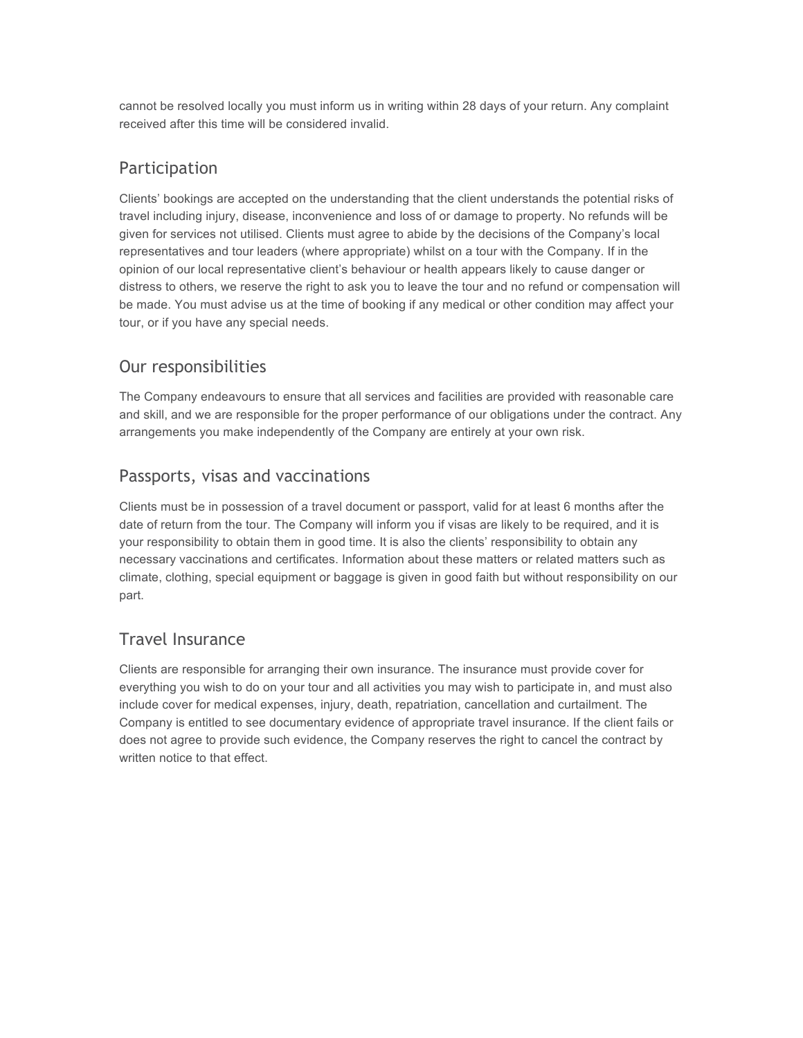cannot be resolved locally you must inform us in writing within 28 days of your return. Any complaint received after this time will be considered invalid.

## Participation

Clients' bookings are accepted on the understanding that the client understands the potential risks of travel including injury, disease, inconvenience and loss of or damage to property. No refunds will be given for services not utilised. Clients must agree to abide by the decisions of the Company's local representatives and tour leaders (where appropriate) whilst on a tour with the Company. If in the opinion of our local representative client's behaviour or health appears likely to cause danger or distress to others, we reserve the right to ask you to leave the tour and no refund or compensation will be made. You must advise us at the time of booking if any medical or other condition may affect your tour, or if you have any special needs.

## Our responsibilities

The Company endeavours to ensure that all services and facilities are provided with reasonable care and skill, and we are responsible for the proper performance of our obligations under the contract. Any arrangements you make independently of the Company are entirely at your own risk.

## Passports, visas and vaccinations

Clients must be in possession of a travel document or passport, valid for at least 6 months after the date of return from the tour. The Company will inform you if visas are likely to be required, and it is your responsibility to obtain them in good time. It is also the clients' responsibility to obtain any necessary vaccinations and certificates. Information about these matters or related matters such as climate, clothing, special equipment or baggage is given in good faith but without responsibility on our part.

## Travel Insurance

Clients are responsible for arranging their own insurance. The insurance must provide cover for everything you wish to do on your tour and all activities you may wish to participate in, and must also include cover for medical expenses, injury, death, repatriation, cancellation and curtailment. The Company is entitled to see documentary evidence of appropriate travel insurance. If the client fails or does not agree to provide such evidence, the Company reserves the right to cancel the contract by written notice to that effect.